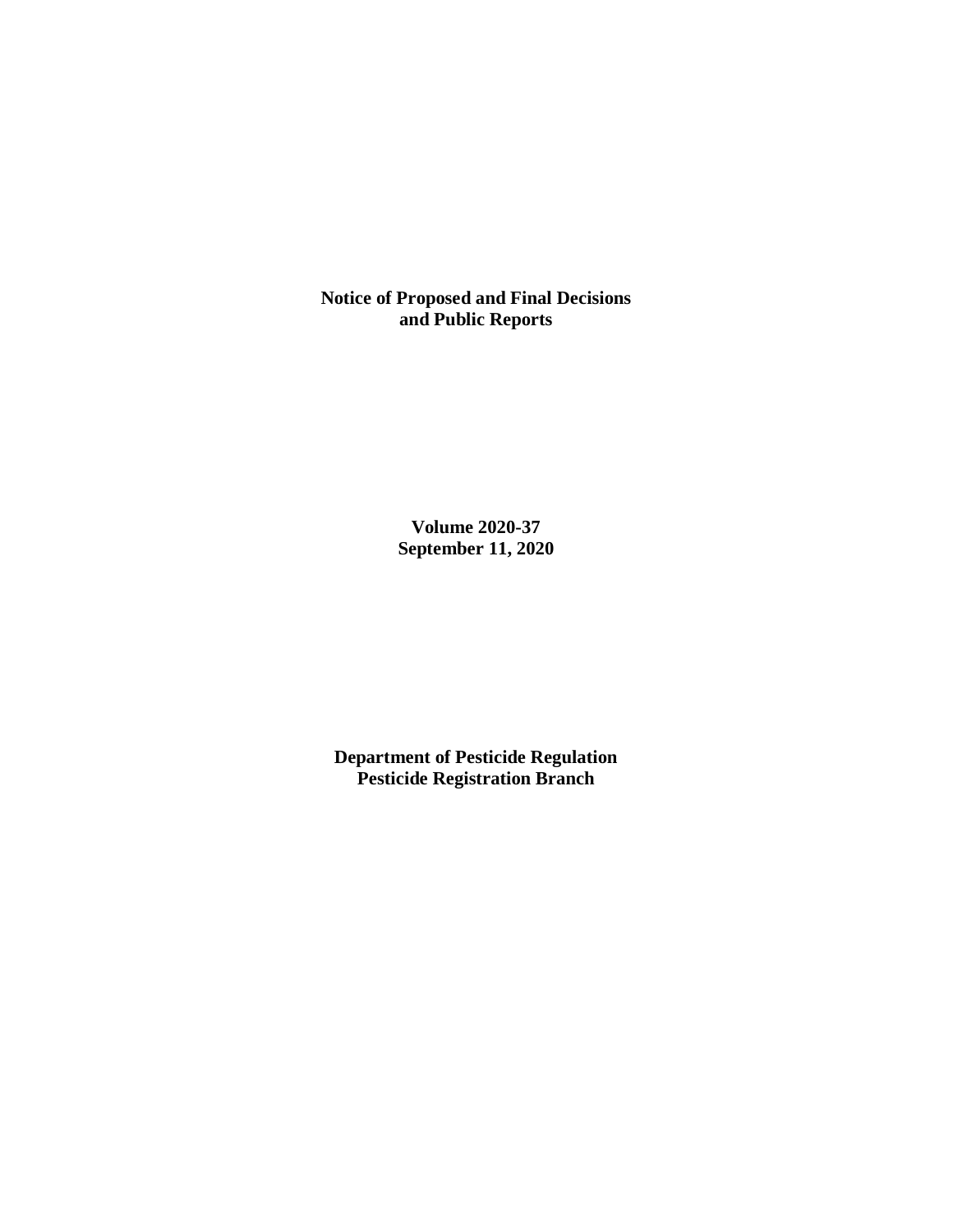**Notice of Proposed and Final Decisions and Public Reports**

**Volume 2020-37**
**September 11, 2020**

**Department of Pesticide Regulation**
**Pesticide Registration Branch**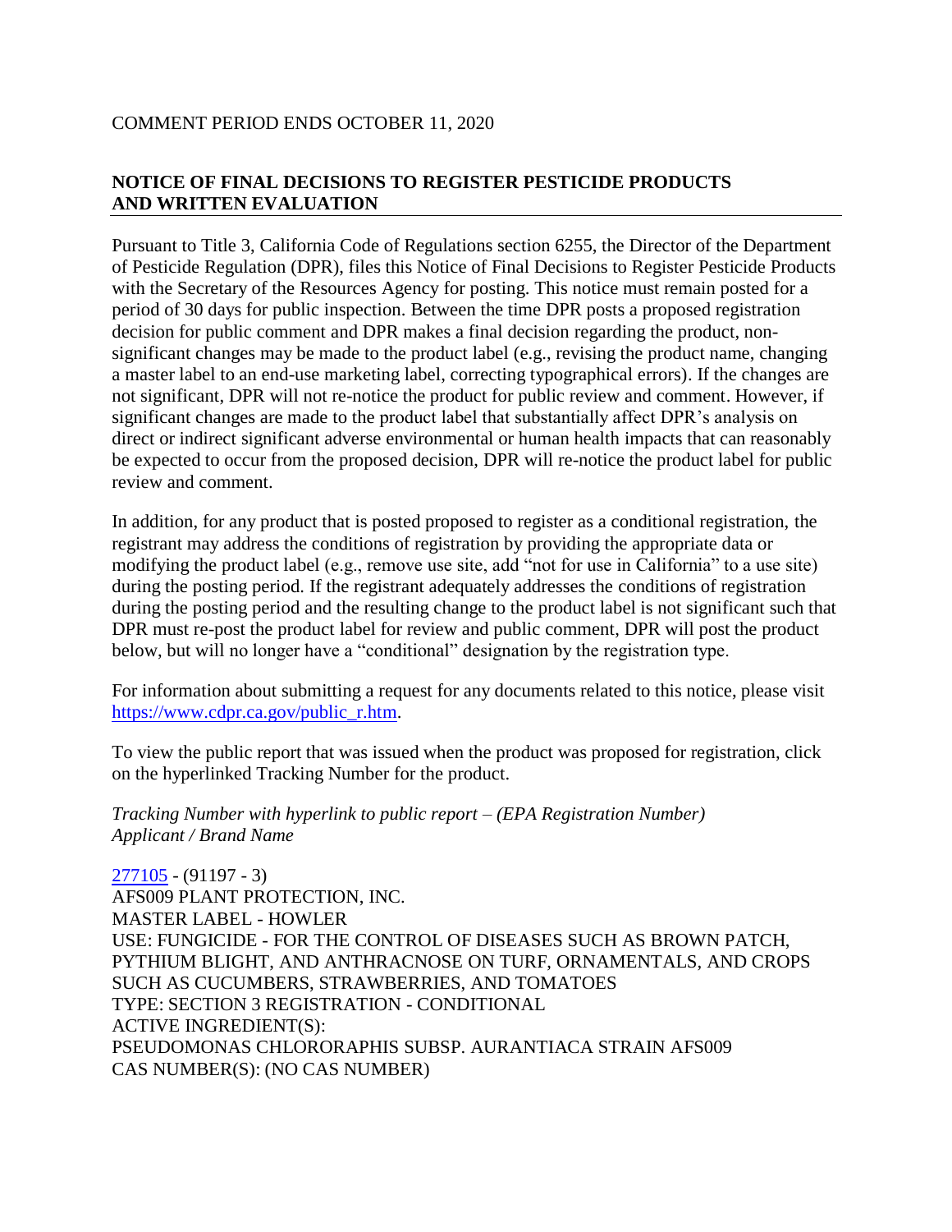COMMENT PERIOD ENDS OCTOBER 11, 2020

## NOTICE OF FINAL DECISIONS TO REGISTER PESTICIDE PRODUCTS AND WRITTEN EVALUATION

Pursuant to Title 3, California Code of Regulations section 6255, the Director of the Department of Pesticide Regulation (DPR), files this Notice of Final Decisions to Register Pesticide Products with the Secretary of the Resources Agency for posting. This notice must remain posted for a period of 30 days for public inspection. Between the time DPR posts a proposed registration decision for public comment and DPR makes a final decision regarding the product, non-significant changes may be made to the product label (e.g., revising the product name, changing a master label to an end-use marketing label, correcting typographical errors). If the changes are not significant, DPR will not re-notice the product for public review and comment. However, if significant changes are made to the product label that substantially affect DPR's analysis on direct or indirect significant adverse environmental or human health impacts that can reasonably be expected to occur from the proposed decision, DPR will re-notice the product label for public review and comment.

In addition, for any product that is posted proposed to register as a conditional registration, the registrant may address the conditions of registration by providing the appropriate data or modifying the product label (e.g., remove use site, add "not for use in California" to a use site) during the posting period. If the registrant adequately addresses the conditions of registration during the posting period and the resulting change to the product label is not significant such that DPR must re-post the product label for review and public comment, DPR will post the product below, but will no longer have a "conditional" designation by the registration type.

For information about submitting a request for any documents related to this notice, please visit [https://www.cdpr.ca.gov/public_r.htm](https://www.cdpr.ca.gov/public_r.htm).

To view the public report that was issued when the product was proposed for registration, click on the hyperlinked Tracking Number for the product.

*Tracking Number with hyperlink to public report – (EPA Registration Number)*
*Applicant / Brand Name*

277105 - (91197 - 3)
AFS009 PLANT PROTECTION, INC.
MASTER LABEL - HOWLER
USE: FUNGICIDE - FOR THE CONTROL OF DISEASES SUCH AS BROWN PATCH, PYTHIUM BLIGHT, AND ANTHRACNOSE ON TURF, ORNAMENTALS, AND CROPS SUCH AS CUCUMBERS, STRAWBERRIES, AND TOMATOES
TYPE: SECTION 3 REGISTRATION - CONDITIONAL
ACTIVE INGREDIENT(S):
PSEUDOMONAS CHLORORAPHIS SUBSP. AURANTIACA STRAIN AFS009
CAS NUMBER(S): (NO CAS NUMBER)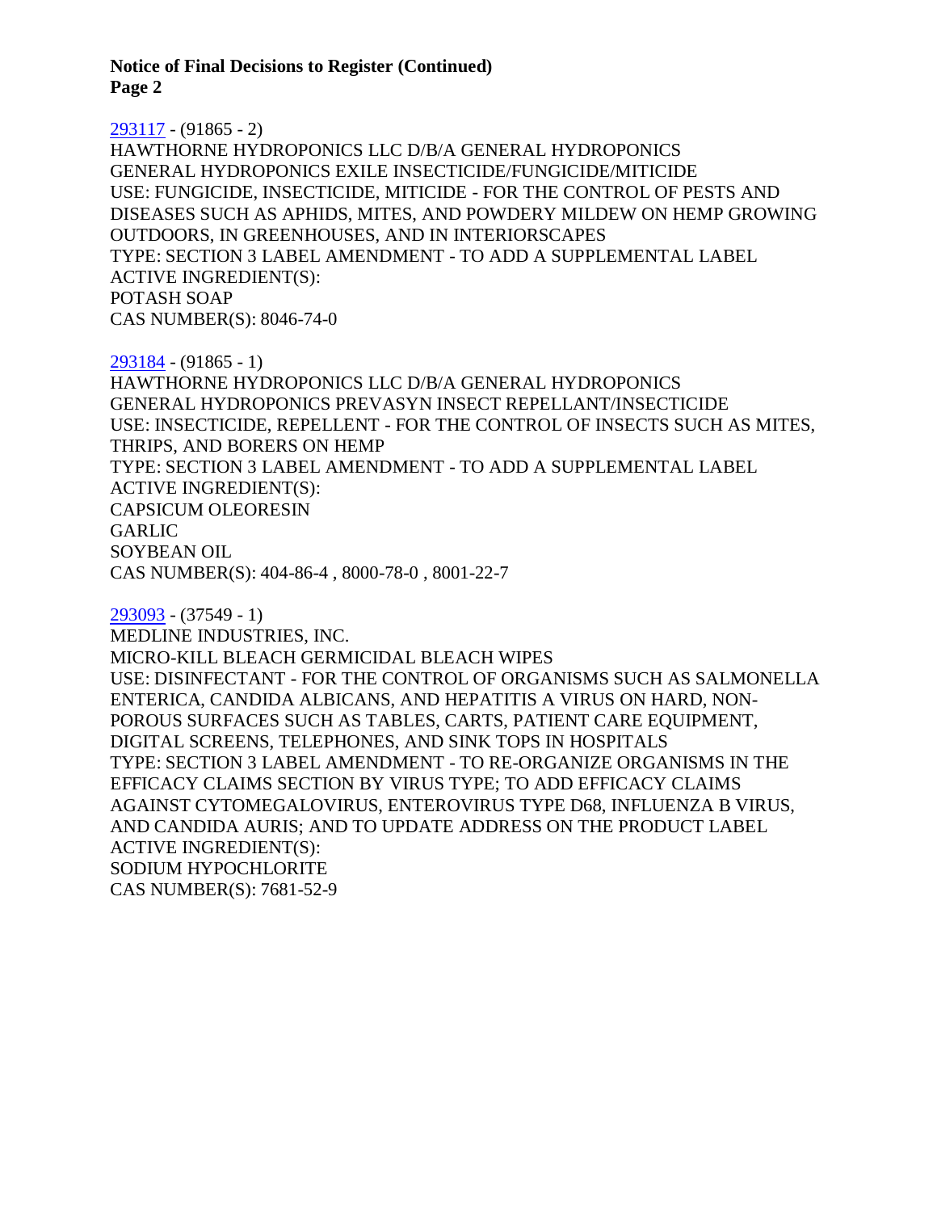293117 - (91865 - 2)
HAWTHORNE HYDROPONICS LLC D/B/A GENERAL HYDROPONICS
GENERAL HYDROPONICS EXILE INSECTICIDE/FUNGICIDE/MITICIDE
USE: FUNGICIDE, INSECTICIDE, MITICIDE - FOR THE CONTROL OF PESTS AND DISEASES SUCH AS APHIDS, MITES, AND POWDERY MILDEW ON HEMP GROWING OUTDOORS, IN GREENHOUSES, AND IN INTERIORSCAPES
TYPE: SECTION 3 LABEL AMENDMENT - TO ADD A SUPPLEMENTAL LABEL
ACTIVE INGREDIENT(S):
POTASH SOAP
CAS NUMBER(S): 8046-74-0

293184 - (91865 - 1)
HAWTHORNE HYDROPONICS LLC D/B/A GENERAL HYDROPONICS
GENERAL HYDROPONICS PREVASYN INSECT REPELLANT/INSECTICIDE
USE: INSECTICIDE, REPELLENT - FOR THE CONTROL OF INSECTS SUCH AS MITES, THRIPS, AND BORERS ON HEMP
TYPE: SECTION 3 LABEL AMENDMENT - TO ADD A SUPPLEMENTAL LABEL
ACTIVE INGREDIENT(S):
CAPSICUM OLEORESIN
GARLIC
SOYBEAN OIL
CAS NUMBER(S): 404-86-4 , 8000-78-0 , 8001-22-7

293093 - (37549 - 1)
MEDLINE INDUSTRIES, INC.
MICRO-KILL BLEACH GERMICIDAL BLEACH WIPES
USE: DISINFECTANT - FOR THE CONTROL OF ORGANISMS SUCH AS SALMONELLA ENTERICA, CANDIDA ALBICANS, AND HEPATITIS A VIRUS ON HARD, NON-POROUS SURFACES SUCH AS TABLES, CARTS, PATIENT CARE EQUIPMENT, DIGITAL SCREENS, TELEPHONES, AND SINK TOPS IN HOSPITALS
TYPE: SECTION 3 LABEL AMENDMENT - TO RE-ORGANIZE ORGANISMS IN THE EFFICACY CLAIMS SECTION BY VIRUS TYPE; TO ADD EFFICACY CLAIMS AGAINST CYTOMEGALOVIRUS, ENTEROVIRUS TYPE D68, INFLUENZA B VIRUS, AND CANDIDA AURIS; AND TO UPDATE ADDRESS ON THE PRODUCT LABEL
ACTIVE INGREDIENT(S):
SODIUM HYPOCHLORITE
CAS NUMBER(S): 7681-52-9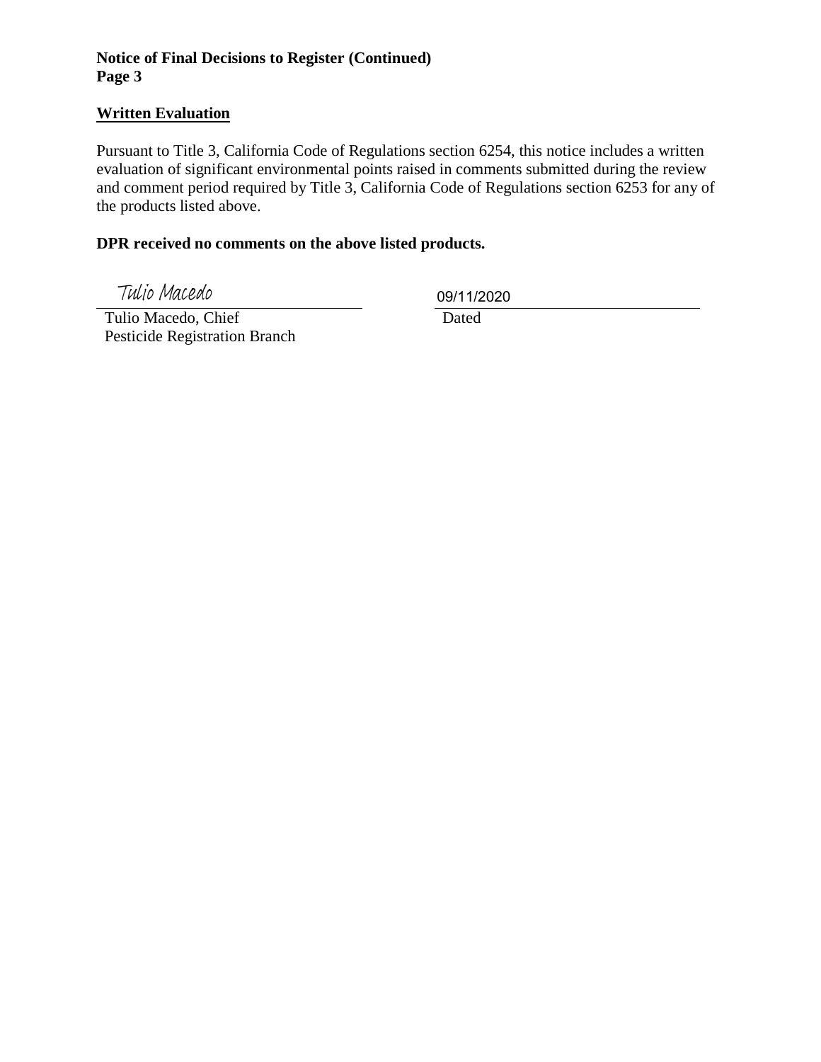**Notice of Final Decisions to Register (Continued)**
**Page 3**

## Written Evaluation

Pursuant to Title 3, California Code of Regulations section 6254, this notice includes a written evaluation of significant environmental points raised in comments submitted during the review and comment period required by Title 3, California Code of Regulations section 6253 for any of the products listed above.

**DPR received no comments on the above listed products.**

Tulio Macedo

Tulio Macedo, Chief
Pesticide Registration Branch

09/11/2020

Dated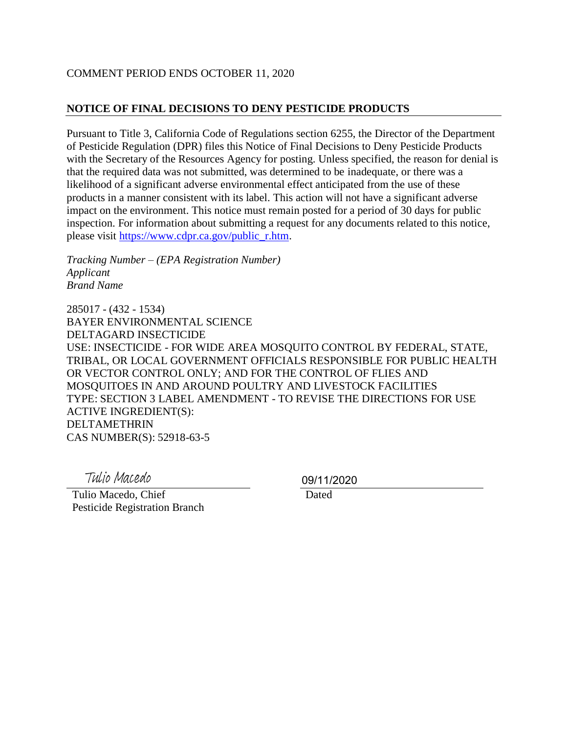COMMENT PERIOD ENDS OCTOBER 11, 2020

## NOTICE OF FINAL DECISIONS TO DENY PESTICIDE PRODUCTS

Pursuant to Title 3, California Code of Regulations section 6255, the Director of the Department of Pesticide Regulation (DPR) files this Notice of Final Decisions to Deny Pesticide Products with the Secretary of the Resources Agency for posting. Unless specified, the reason for denial is that the required data was not submitted, was determined to be inadequate, or there was a likelihood of a significant adverse environmental effect anticipated from the use of these products in a manner consistent with its label. This action will not have a significant adverse impact on the environment. This notice must remain posted for a period of 30 days for public inspection. For information about submitting a request for any documents related to this notice, please visit https://www.cdpr.ca.gov/public_r.htm.

*Tracking Number – (EPA Registration Number)*
*Applicant*
*Brand Name*

285017 - (432 - 1534)
BAYER ENVIRONMENTAL SCIENCE
DELTAGARD INSECTICIDE
USE: INSECTICIDE - FOR WIDE AREA MOSQUITO CONTROL BY FEDERAL, STATE, TRIBAL, OR LOCAL GOVERNMENT OFFICIALS RESPONSIBLE FOR PUBLIC HEALTH OR VECTOR CONTROL ONLY; AND FOR THE CONTROL OF FLIES AND MOSQUITOES IN AND AROUND POULTRY AND LIVESTOCK FACILITIES
TYPE: SECTION 3 LABEL AMENDMENT - TO REVISE THE DIRECTIONS FOR USE
ACTIVE INGREDIENT(S):
DELTAMETHRIN
CAS NUMBER(S): 52918-63-5

Tulio Macedo
Tulio Macedo, Chief
Pesticide Registration Branch

09/11/2020
Dated